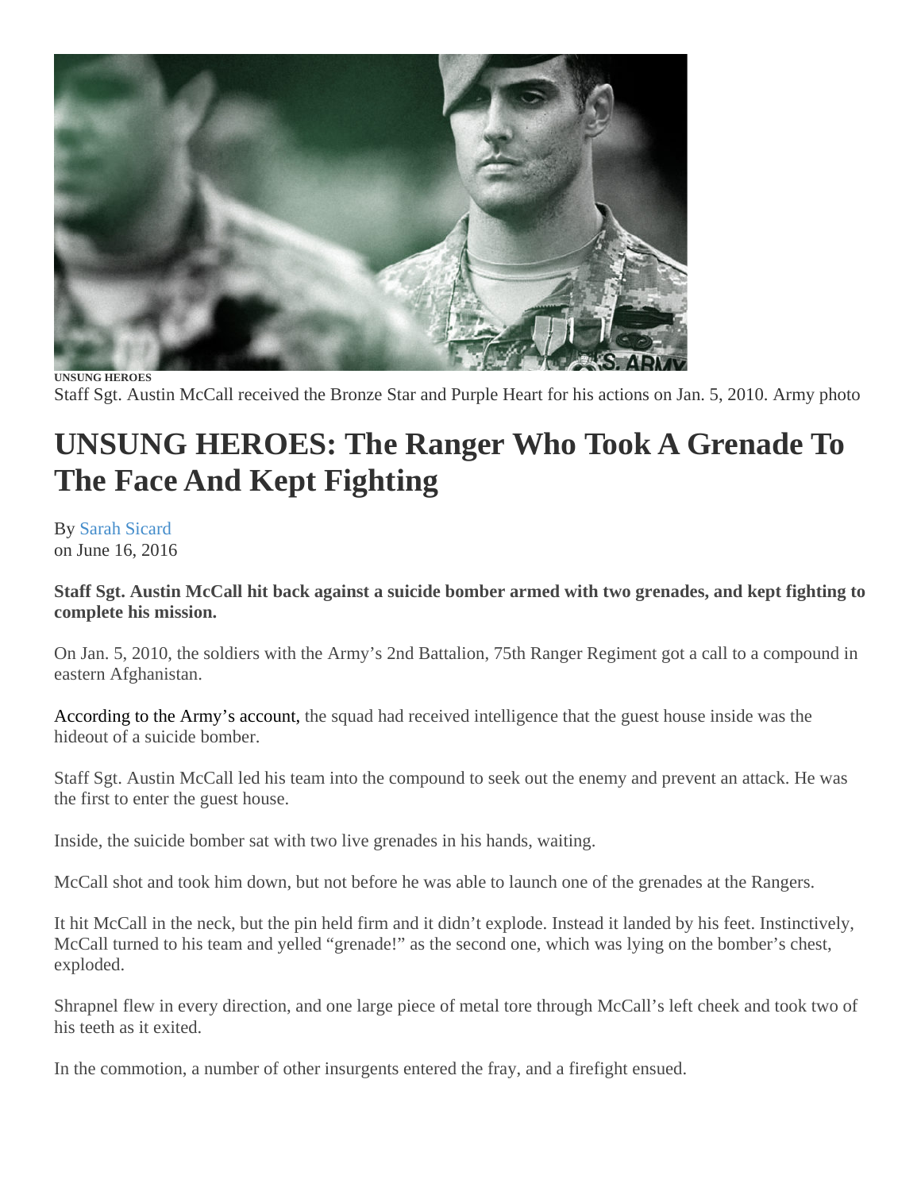UNSUNG HEROES

Staff Sgt. Austin McCall received the Bronze Star and Purple Heart for his actions on Jan. 5, 2010. Army photo

# UNSUNG HEROES: The Ranger Who Took A Grenade To The Face And Kept Fighting

By Sarah Sicard
on June 16, 2016

**Staff Sgt. Austin McCall hit back against a suicide bomber armed with two grenades, and kept fighting to complete his mission.**

On Jan. 5, 2010, the soldiers with the Army's 2nd Battalion, 75th Ranger Regiment got a call to a compound in eastern Afghanistan.

According to the Army's account, the squad had received intelligence that the guest house inside was the hideout of a suicide bomber.

Staff Sgt. Austin McCall led his team into the compound to seek out the enemy and prevent an attack. He was the first to enter the guest house.

Inside, the suicide bomber sat with two live grenades in his hands, waiting.

McCall shot and took him down, but not before he was able to launch one of the grenades at the Rangers.

It hit McCall in the neck, but the pin held firm and it didn't explode. Instead it landed by his feet. Instinctively, McCall turned to his team and yelled "grenade!" as the second one, which was lying on the bomber's chest, exploded.

Shrapnel flew in every direction, and one large piece of metal tore through McCall's left cheek and took two of his teeth as it exited.

In the commotion, a number of other insurgents entered the fray, and a firefight ensued.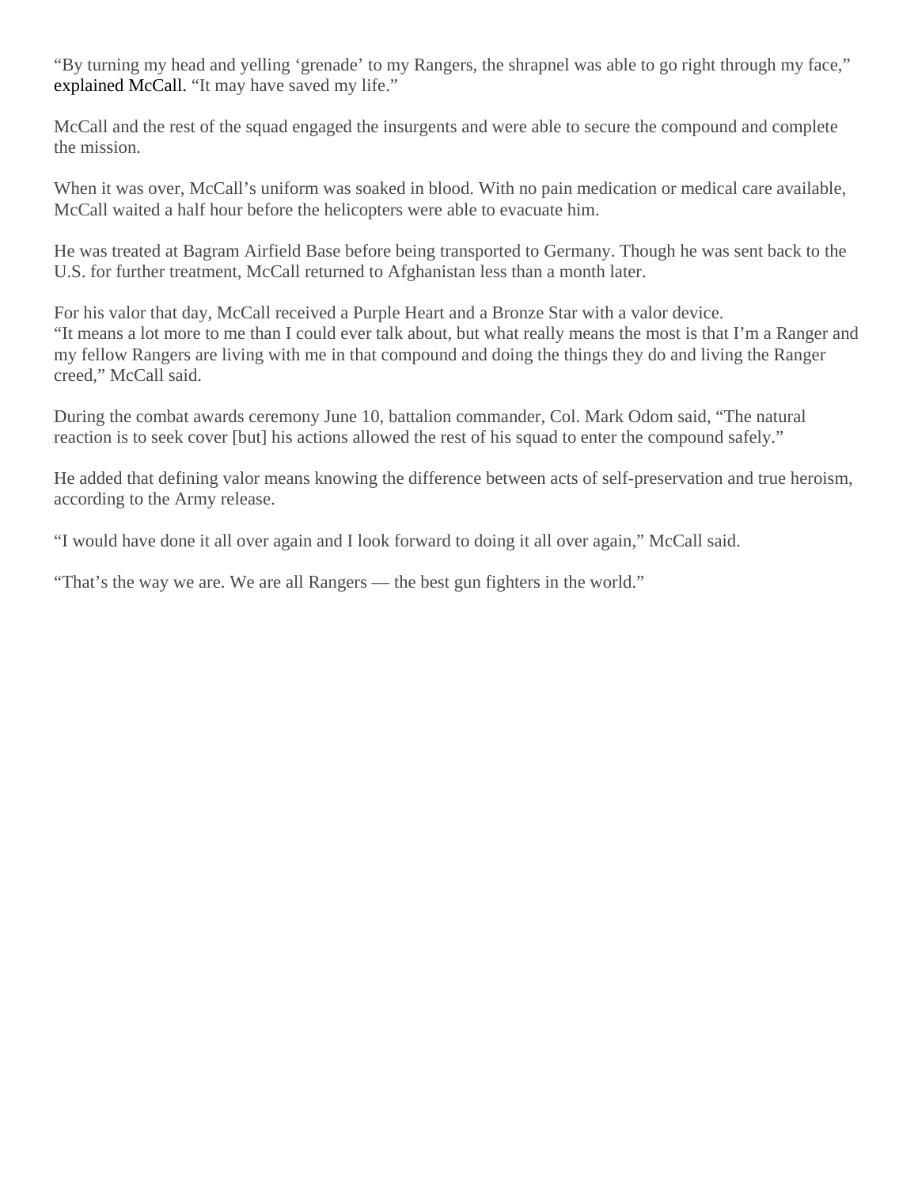"By turning my head and yelling 'grenade' to my Rangers, the shrapnel was able to go right through my face," explained McCall. "It may have saved my life."

McCall and the rest of the squad engaged the insurgents and were able to secure the compound and complete the mission.

When it was over, McCall's uniform was soaked in blood. With no pain medication or medical care available, McCall waited a half hour before the helicopters were able to evacuate him.

He was treated at Bagram Airfield Base before being transported to Germany. Though he was sent back to the U.S. for further treatment, McCall returned to Afghanistan less than a month later.

For his valor that day, McCall received a Purple Heart and a Bronze Star with a valor device.
"It means a lot more to me than I could ever talk about, but what really means the most is that I'm a Ranger and my fellow Rangers are living with me in that compound and doing the things they do and living the Ranger creed," McCall said.

During the combat awards ceremony June 10, battalion commander, Col. Mark Odom said, "The natural reaction is to seek cover [but] his actions allowed the rest of his squad to enter the compound safely."

He added that defining valor means knowing the difference between acts of self-preservation and true heroism, according to the Army release.

"I would have done it all over again and I look forward to doing it all over again," McCall said.

"That's the way we are. We are all Rangers — the best gun fighters in the world."